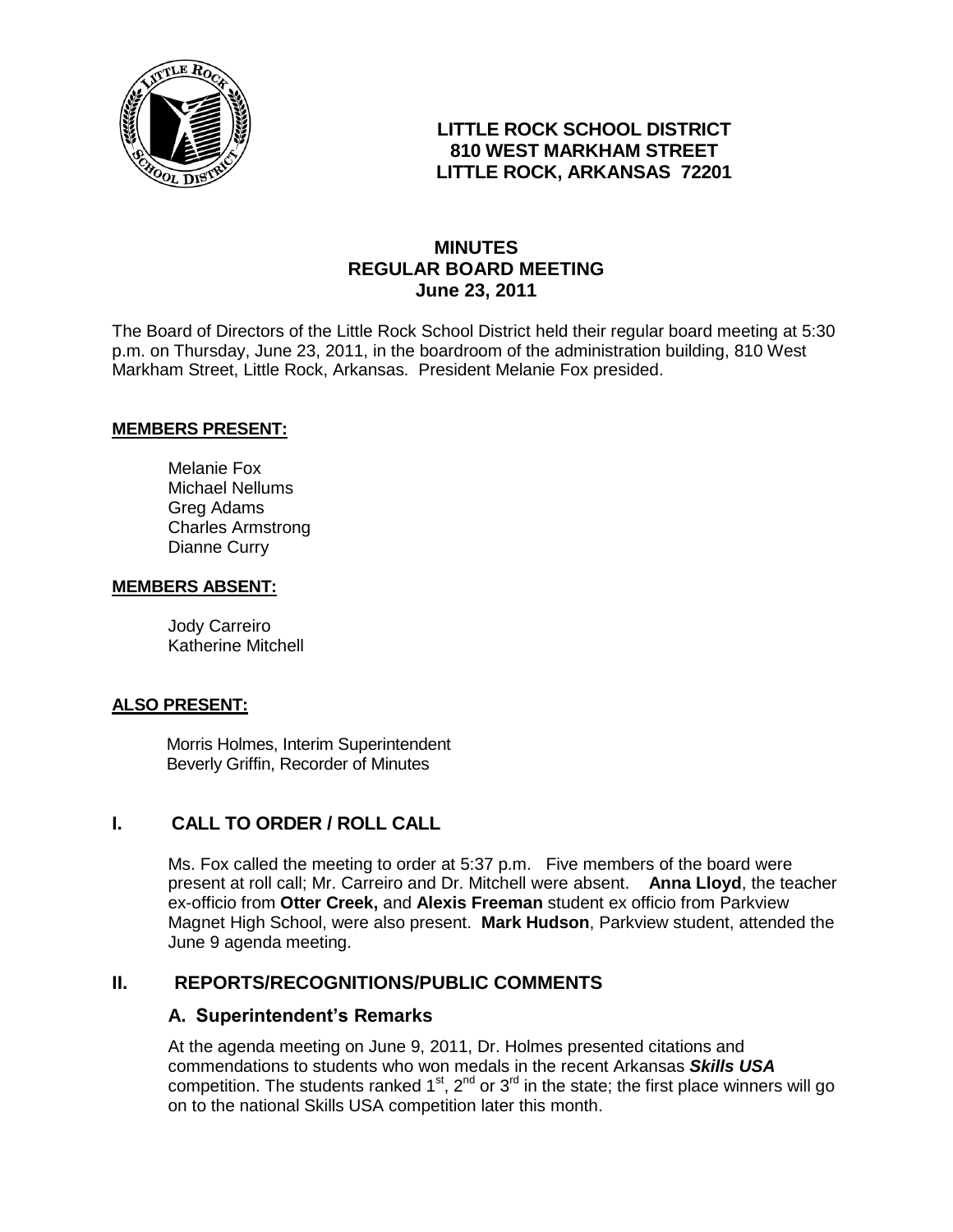**LITTLE ROCK SCHOOL DISTRICT**
**810 WEST MARKHAM STREET**
**LITTLE ROCK, ARKANSAS 72201**

# MINUTES
## REGULAR BOARD MEETING
### June 23, 2011

The Board of Directors of the Little Rock School District held their regular board meeting at 5:30 p.m. on Thursday, June 23, 2011, in the boardroom of the administration building, 810 West Markham Street, Little Rock, Arkansas. President Melanie Fox presided.

**MEMBERS PRESENT:**

Melanie Fox
Michael Nellums
Greg Adams
Charles Armstrong
Dianne Curry

**MEMBERS ABSENT:**

Jody Carreiro
Katherine Mitchell

**ALSO PRESENT:**

Morris Holmes, Interim Superintendent
Beverly Griffin, Recorder of Minutes

## I. CALL TO ORDER / ROLL CALL

Ms. Fox called the meeting to order at 5:37 p.m. Five members of the board were present at roll call; Mr. Carreiro and Dr. Mitchell were absent. **Anna Lloyd**, the teacher ex-officio from **Otter Creek,** and **Alexis Freeman** student ex officio from Parkview Magnet High School, were also present. **Mark Hudson**, Parkview student, attended the June 9 agenda meeting.

## II. REPORTS/RECOGNITIONS/PUBLIC COMMENTS

### A. Superintendent's Remarks

At the agenda meeting on June 9, 2011, Dr. Holmes presented citations and commendations to students who won medals in the recent Arkansas ***Skills USA*** competition. The students ranked 1st, 2nd or 3rd in the state; the first place winners will go on to the national Skills USA competition later this month.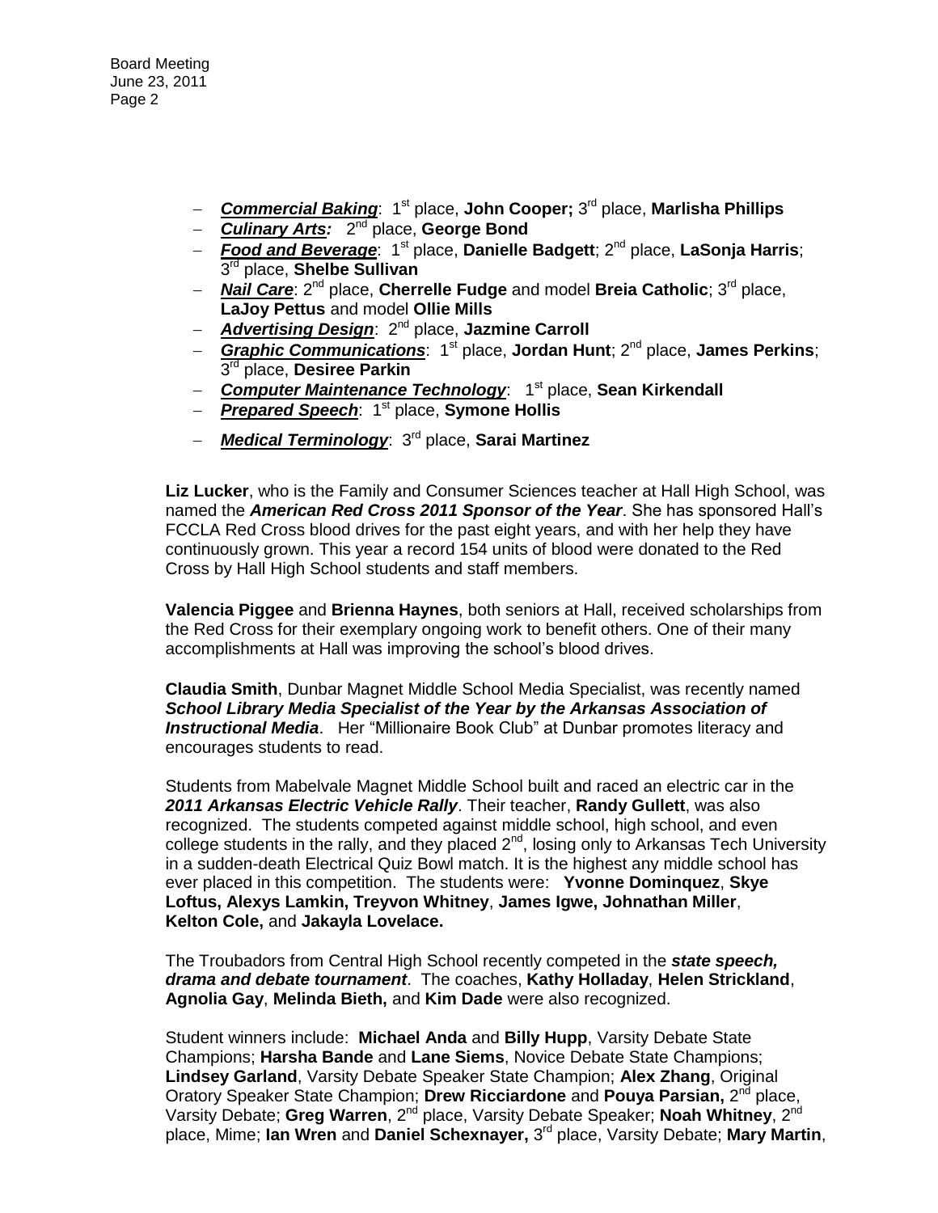- ***Commercial Baking***: 1st place, **John Cooper;** 3rd place, **Marlisha Phillips**
- ***Culinary Arts:*** 2nd place, **George Bond**
- ***Food and Beverage***: 1st place, **Danielle Badgett**; 2nd place, **LaSonja Harris**; 3rd place, **Shelbe Sullivan**
- ***Nail Care***: 2nd place, **Cherrelle Fudge** and model **Breia Catholic**; 3rd place, **LaJoy Pettus** and model **Ollie Mills**
- ***Advertising Design***: 2nd place, **Jazmine Carroll**
- ***Graphic Communications***: 1st place, **Jordan Hunt**; 2nd place, **James Perkins**; 3rd place, **Desiree Parkin**
- ***Computer Maintenance Technology***: 1st place, **Sean Kirkendall**
- ***Prepared Speech***: 1st place, **Symone Hollis**
- ***Medical Terminology***: 3rd place, **Sarai Martinez**

**Liz Lucker**, who is the Family and Consumer Sciences teacher at Hall High School, was named the ***American Red Cross 2011 Sponsor of the Year***. She has sponsored Hall's FCCLA Red Cross blood drives for the past eight years, and with her help they have continuously grown. This year a record 154 units of blood were donated to the Red Cross by Hall High School students and staff members.

**Valencia Piggee** and **Brienna Haynes**, both seniors at Hall, received scholarships from the Red Cross for their exemplary ongoing work to benefit others. One of their many accomplishments at Hall was improving the school's blood drives.

**Claudia Smith**, Dunbar Magnet Middle School Media Specialist, was recently named ***School Library Media Specialist of the Year by the Arkansas Association of Instructional Media***. Her "Millionaire Book Club" at Dunbar promotes literacy and encourages students to read.

Students from Mabelvale Magnet Middle School built and raced an electric car in the ***2011 Arkansas Electric Vehicle Rally***. Their teacher, **Randy Gullett**, was also recognized. The students competed against middle school, high school, and even college students in the rally, and they placed 2nd, losing only to Arkansas Tech University in a sudden-death Electrical Quiz Bowl match. It is the highest any middle school has ever placed in this competition. The students were: **Yvonne Dominquez**, **Skye Loftus, Alexys Lamkin, Treyvon Whitney**, **James Igwe, Johnathan Miller**, **Kelton Cole,** and **Jakayla Lovelace.**

The Troubadors from Central High School recently competed in the ***state speech, drama and debate tournament***. The coaches, **Kathy Holladay**, **Helen Strickland**, **Agnolia Gay**, **Melinda Bieth,** and **Kim Dade** were also recognized.

Student winners include: **Michael Anda** and **Billy Hupp**, Varsity Debate State Champions; **Harsha Bande** and **Lane Siems**, Novice Debate State Champions; **Lindsey Garland**, Varsity Debate Speaker State Champion; **Alex Zhang**, Original Oratory Speaker State Champion; **Drew Ricciardone** and **Pouya Parsian,** 2nd place, Varsity Debate; **Greg Warren**, 2nd place, Varsity Debate Speaker; **Noah Whitney**, 2nd place, Mime; **Ian Wren** and **Daniel Schexnayer,** 3rd place, Varsity Debate; **Mary Martin**,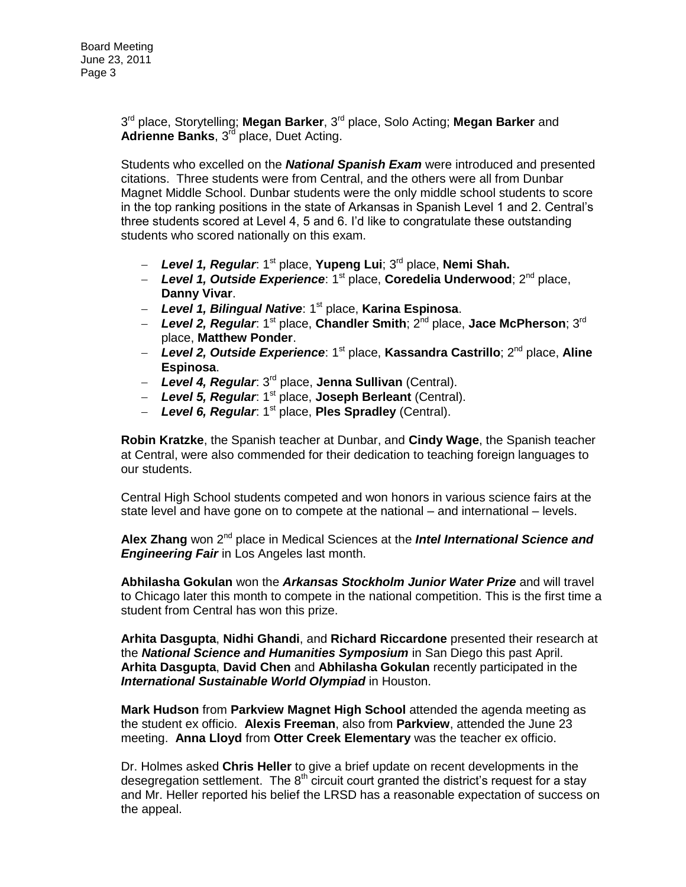3rd place, Storytelling; **Megan Barker**, 3rd place, Solo Acting; **Megan Barker** and **Adrienne Banks**, 3rd place, Duet Acting.

Students who excelled on the ***National Spanish Exam*** were introduced and presented citations. Three students were from Central, and the others were all from Dunbar Magnet Middle School. Dunbar students were the only middle school students to score in the top ranking positions in the state of Arkansas in Spanish Level 1 and 2. Central's three students scored at Level 4, 5 and 6. I'd like to congratulate these outstanding students who scored nationally on this exam.

- ***Level 1, Regular***: 1st place, **Yupeng Lui**; 3rd place, **Nemi Shah.**
- ***Level 1, Outside Experience***: 1st place, **Coredelia Underwood**; 2nd place, **Danny Vivar**.
- ***Level 1, Bilingual Native***: 1st place, **Karina Espinosa**.
- ***Level 2, Regular***: 1st place, **Chandler Smith**; 2nd place, **Jace McPherson**; 3rd place, **Matthew Ponder**.
- ***Level 2, Outside Experience***: 1st place, **Kassandra Castrillo**; 2nd place, **Aline Espinosa**.
- ***Level 4, Regular***: 3rd place, **Jenna Sullivan** (Central).
- ***Level 5, Regular***: 1st place, **Joseph Berleant** (Central).
- ***Level 6, Regular***: 1st place, **Ples Spradley** (Central).

**Robin Kratzke**, the Spanish teacher at Dunbar, and **Cindy Wage**, the Spanish teacher at Central, were also commended for their dedication to teaching foreign languages to our students.

Central High School students competed and won honors in various science fairs at the state level and have gone on to compete at the national – and international – levels.

**Alex Zhang** won 2nd place in Medical Sciences at the ***Intel International Science and Engineering Fair*** in Los Angeles last month.

**Abhilasha Gokulan** won the ***Arkansas Stockholm Junior Water Prize*** and will travel to Chicago later this month to compete in the national competition. This is the first time a student from Central has won this prize.

**Arhita Dasgupta**, **Nidhi Ghandi**, and **Richard Riccardone** presented their research at the ***National Science and Humanities Symposium*** in San Diego this past April. **Arhita Dasgupta**, **David Chen** and **Abhilasha Gokulan** recently participated in the ***International Sustainable World Olympiad*** in Houston.

**Mark Hudson** from **Parkview Magnet High School** attended the agenda meeting as the student ex officio. **Alexis Freeman**, also from **Parkview**, attended the June 23 meeting. **Anna Lloyd** from **Otter Creek Elementary** was the teacher ex officio.

Dr. Holmes asked **Chris Heller** to give a brief update on recent developments in the desegregation settlement. The 8th circuit court granted the district's request for a stay and Mr. Heller reported his belief the LRSD has a reasonable expectation of success on the appeal.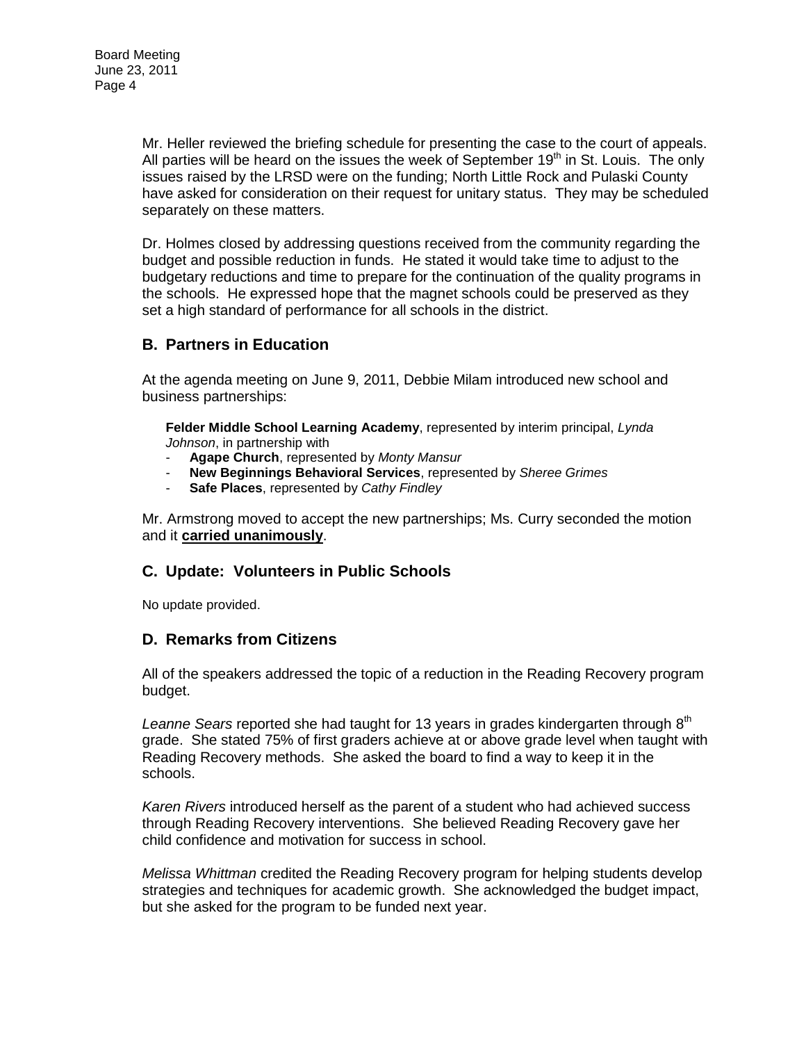Mr. Heller reviewed the briefing schedule for presenting the case to the court of appeals. All parties will be heard on the issues the week of September 19th in St. Louis. The only issues raised by the LRSD were on the funding; North Little Rock and Pulaski County have asked for consideration on their request for unitary status. They may be scheduled separately on these matters.

Dr. Holmes closed by addressing questions received from the community regarding the budget and possible reduction in funds. He stated it would take time to adjust to the budgetary reductions and time to prepare for the continuation of the quality programs in the schools. He expressed hope that the magnet schools could be preserved as they set a high standard of performance for all schools in the district.

## B. Partners in Education

At the agenda meeting on June 9, 2011, Debbie Milam introduced new school and business partnerships:

**Felder Middle School Learning Academy**, represented by interim principal, *Lynda Johnson*, in partnership with

- **Agape Church**, represented by *Monty Mansur*
- **New Beginnings Behavioral Services**, represented by *Sheree Grimes*
- **Safe Places**, represented by *Cathy Findley*

Mr. Armstrong moved to accept the new partnerships; Ms. Curry seconded the motion and it **carried unanimously**.

## C. Update: Volunteers in Public Schools

No update provided.

## D. Remarks from Citizens

All of the speakers addressed the topic of a reduction in the Reading Recovery program budget.

*Leanne Sears* reported she had taught for 13 years in grades kindergarten through 8th grade. She stated 75% of first graders achieve at or above grade level when taught with Reading Recovery methods. She asked the board to find a way to keep it in the schools.

*Karen Rivers* introduced herself as the parent of a student who had achieved success through Reading Recovery interventions. She believed Reading Recovery gave her child confidence and motivation for success in school.

*Melissa Whittman* credited the Reading Recovery program for helping students develop strategies and techniques for academic growth. She acknowledged the budget impact, but she asked for the program to be funded next year.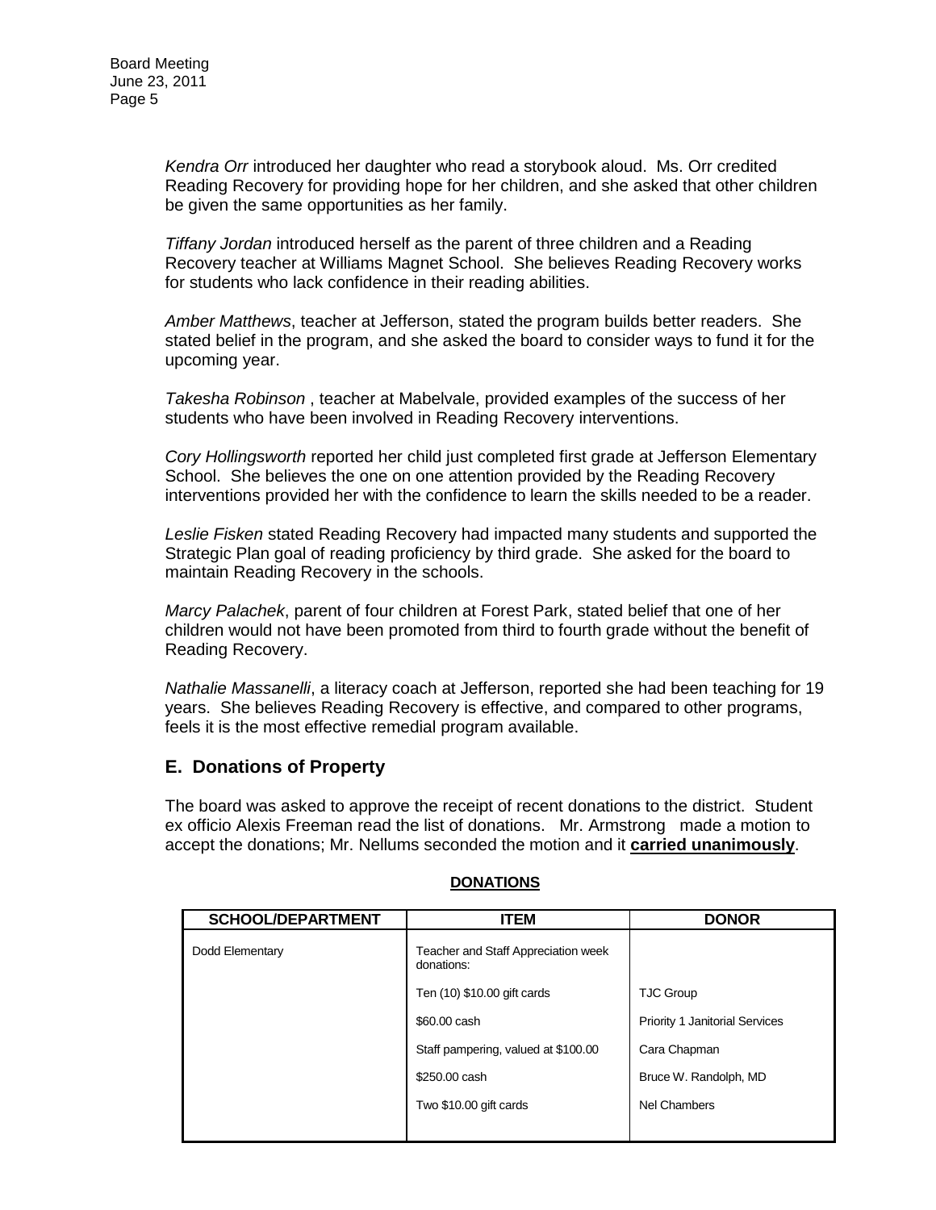*Kendra Orr* introduced her daughter who read a storybook aloud. Ms. Orr credited Reading Recovery for providing hope for her children, and she asked that other children be given the same opportunities as her family.

*Tiffany Jordan* introduced herself as the parent of three children and a Reading Recovery teacher at Williams Magnet School. She believes Reading Recovery works for students who lack confidence in their reading abilities.

*Amber Matthews*, teacher at Jefferson, stated the program builds better readers. She stated belief in the program, and she asked the board to consider ways to fund it for the upcoming year.

*Takesha Robinson* , teacher at Mabelvale, provided examples of the success of her students who have been involved in Reading Recovery interventions.

*Cory Hollingsworth* reported her child just completed first grade at Jefferson Elementary School. She believes the one on one attention provided by the Reading Recovery interventions provided her with the confidence to learn the skills needed to be a reader.

*Leslie Fisken* stated Reading Recovery had impacted many students and supported the Strategic Plan goal of reading proficiency by third grade. She asked for the board to maintain Reading Recovery in the schools.

*Marcy Palachek*, parent of four children at Forest Park, stated belief that one of her children would not have been promoted from third to fourth grade without the benefit of Reading Recovery.

*Nathalie Massanelli*, a literacy coach at Jefferson, reported she had been teaching for 19 years. She believes Reading Recovery is effective, and compared to other programs, feels it is the most effective remedial program available.

## E. Donations of Property

The board was asked to approve the receipt of recent donations to the district. Student ex officio Alexis Freeman read the list of donations. Mr. Armstrong made a motion to accept the donations; Mr. Nellums seconded the motion and it **carried unanimously**.

**DONATIONS**

| SCHOOL/DEPARTMENT | ITEM | DONOR |
|---|---|---|
| Dodd Elementary | Teacher and Staff Appreciation week donations: | |
| | Ten (10) $10.00 gift cards | TJC Group |
| | $60.00 cash | Priority 1 Janitorial Services |
| | Staff pampering, valued at $100.00 | Cara Chapman |
| | $250.00 cash | Bruce W. Randolph, MD |
| | Two $10.00 gift cards | Nel Chambers |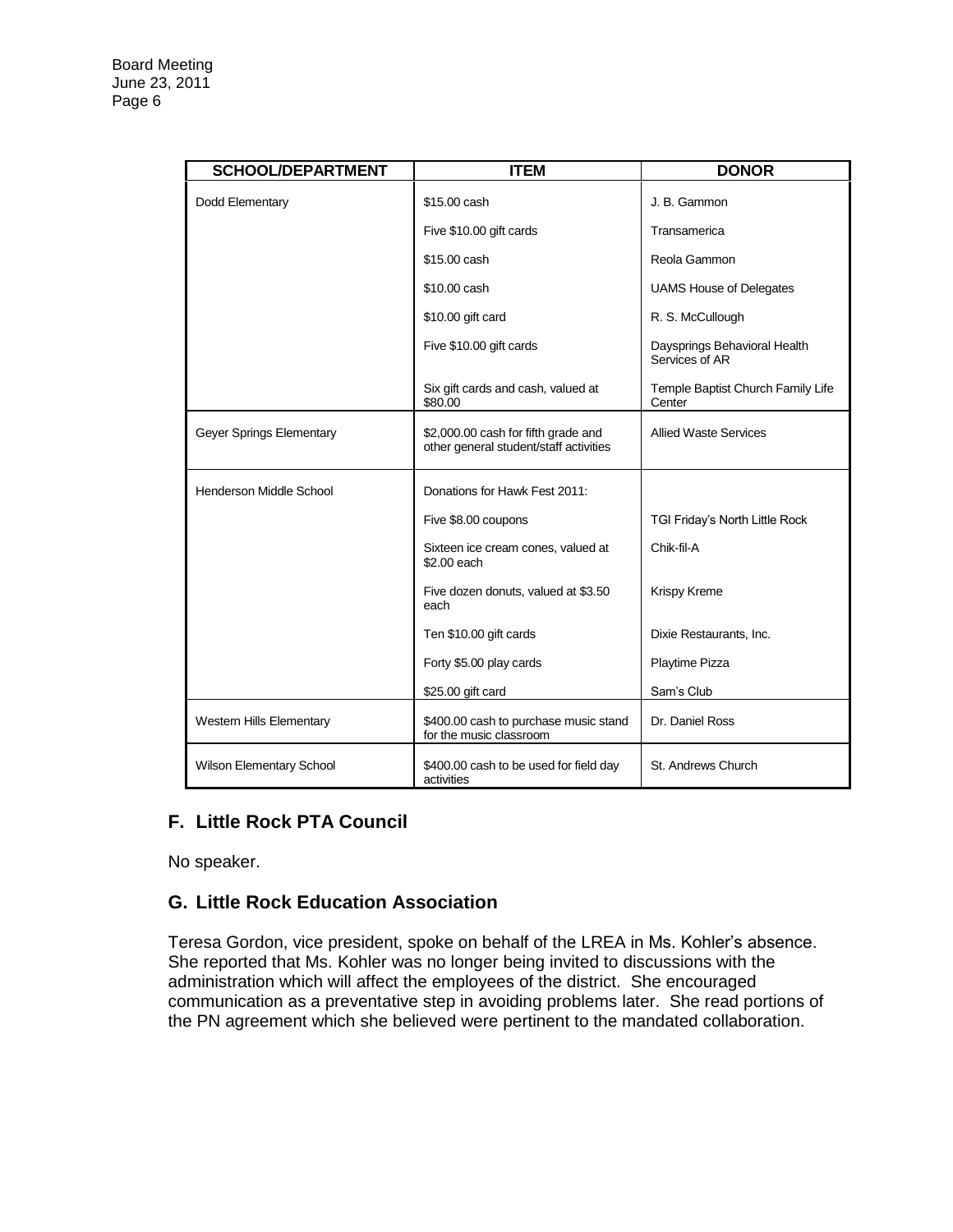| SCHOOL/DEPARTMENT | ITEM | DONOR |
|---|---|---|
| Dodd Elementary | $15.00 cash | J. B. Gammon |
| | Five $10.00 gift cards | Transamerica |
| | $15.00 cash | Reola Gammon |
| | $10.00 cash | UAMS House of Delegates |
| | $10.00 gift card | R. S. McCullough |
| | Five $10.00 gift cards | Daysprings Behavioral Health Services of AR |
| | Six gift cards and cash, valued at $80.00 | Temple Baptist Church Family Life Center |
| Geyer Springs Elementary | $2,000.00 cash for fifth grade and other general student/staff activities | Allied Waste Services |
| Henderson Middle School | Donations for Hawk Fest 2011: | |
| | Five $8.00 coupons | TGI Friday's North Little Rock |
| | Sixteen ice cream cones, valued at $2.00 each | Chik-fil-A |
| | Five dozen donuts, valued at $3.50 each | Krispy Kreme |
| | Ten $10.00 gift cards | Dixie Restaurants, Inc. |
| | Forty $5.00 play cards | Playtime Pizza |
| | $25.00 gift card | Sam's Club |
| Western Hills Elementary | $400.00 cash to purchase music stand for the music classroom | Dr. Daniel Ross |
| Wilson Elementary School | $400.00 cash to be used for field day activities | St. Andrews Church |

## F. Little Rock PTA Council

No speaker.

## G. Little Rock Education Association

Teresa Gordon, vice president, spoke on behalf of the LREA in Ms. Kohler's absence. She reported that Ms. Kohler was no longer being invited to discussions with the administration which will affect the employees of the district. She encouraged communication as a preventative step in avoiding problems later. She read portions of the PN agreement which she believed were pertinent to the mandated collaboration.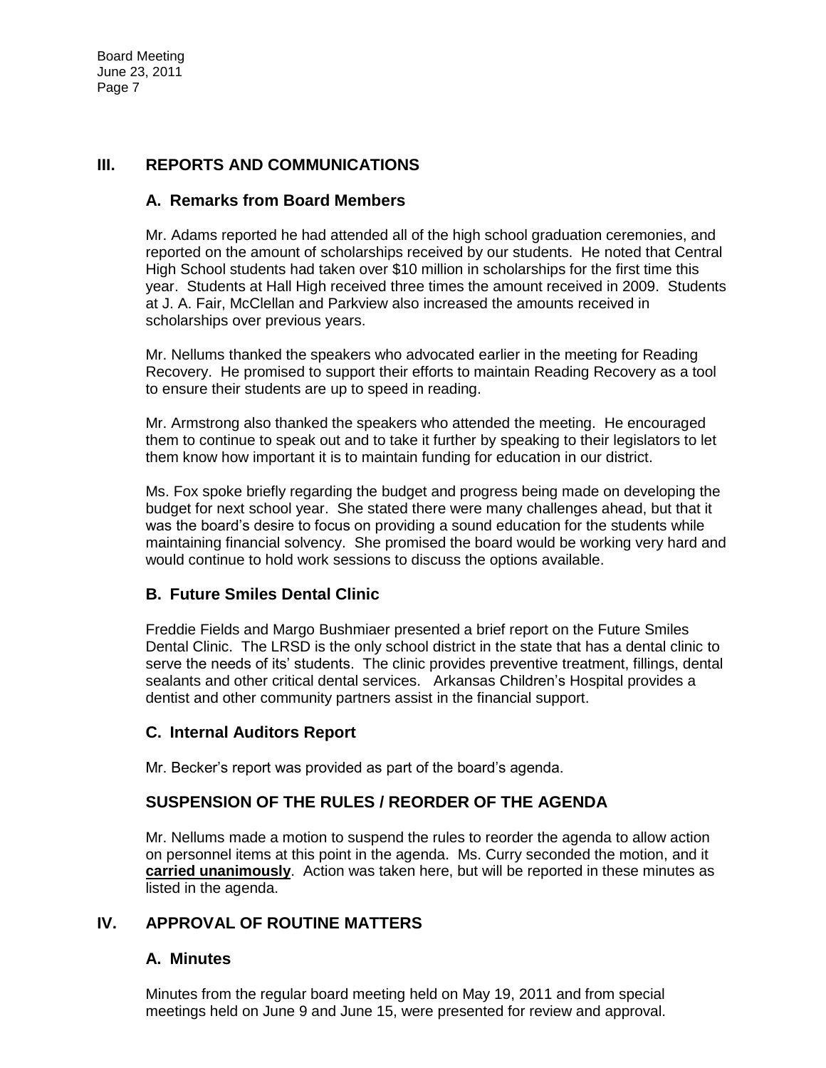## III. REPORTS AND COMMUNICATIONS

### A. Remarks from Board Members

Mr. Adams reported he had attended all of the high school graduation ceremonies, and reported on the amount of scholarships received by our students. He noted that Central High School students had taken over $10 million in scholarships for the first time this year. Students at Hall High received three times the amount received in 2009. Students at J. A. Fair, McClellan and Parkview also increased the amounts received in scholarships over previous years.

Mr. Nellums thanked the speakers who advocated earlier in the meeting for Reading Recovery. He promised to support their efforts to maintain Reading Recovery as a tool to ensure their students are up to speed in reading.

Mr. Armstrong also thanked the speakers who attended the meeting. He encouraged them to continue to speak out and to take it further by speaking to their legislators to let them know how important it is to maintain funding for education in our district.

Ms. Fox spoke briefly regarding the budget and progress being made on developing the budget for next school year. She stated there were many challenges ahead, but that it was the board's desire to focus on providing a sound education for the students while maintaining financial solvency. She promised the board would be working very hard and would continue to hold work sessions to discuss the options available.

### B. Future Smiles Dental Clinic

Freddie Fields and Margo Bushmiaer presented a brief report on the Future Smiles Dental Clinic. The LRSD is the only school district in the state that has a dental clinic to serve the needs of its' students. The clinic provides preventive treatment, fillings, dental sealants and other critical dental services. Arkansas Children's Hospital provides a dentist and other community partners assist in the financial support.

### C. Internal Auditors Report

Mr. Becker's report was provided as part of the board's agenda.

### SUSPENSION OF THE RULES / REORDER OF THE AGENDA

Mr. Nellums made a motion to suspend the rules to reorder the agenda to allow action on personnel items at this point in the agenda. Ms. Curry seconded the motion, and it **carried unanimously**. Action was taken here, but will be reported in these minutes as listed in the agenda.

## IV. APPROVAL OF ROUTINE MATTERS

### A. Minutes

Minutes from the regular board meeting held on May 19, 2011 and from special meetings held on June 9 and June 15, were presented for review and approval.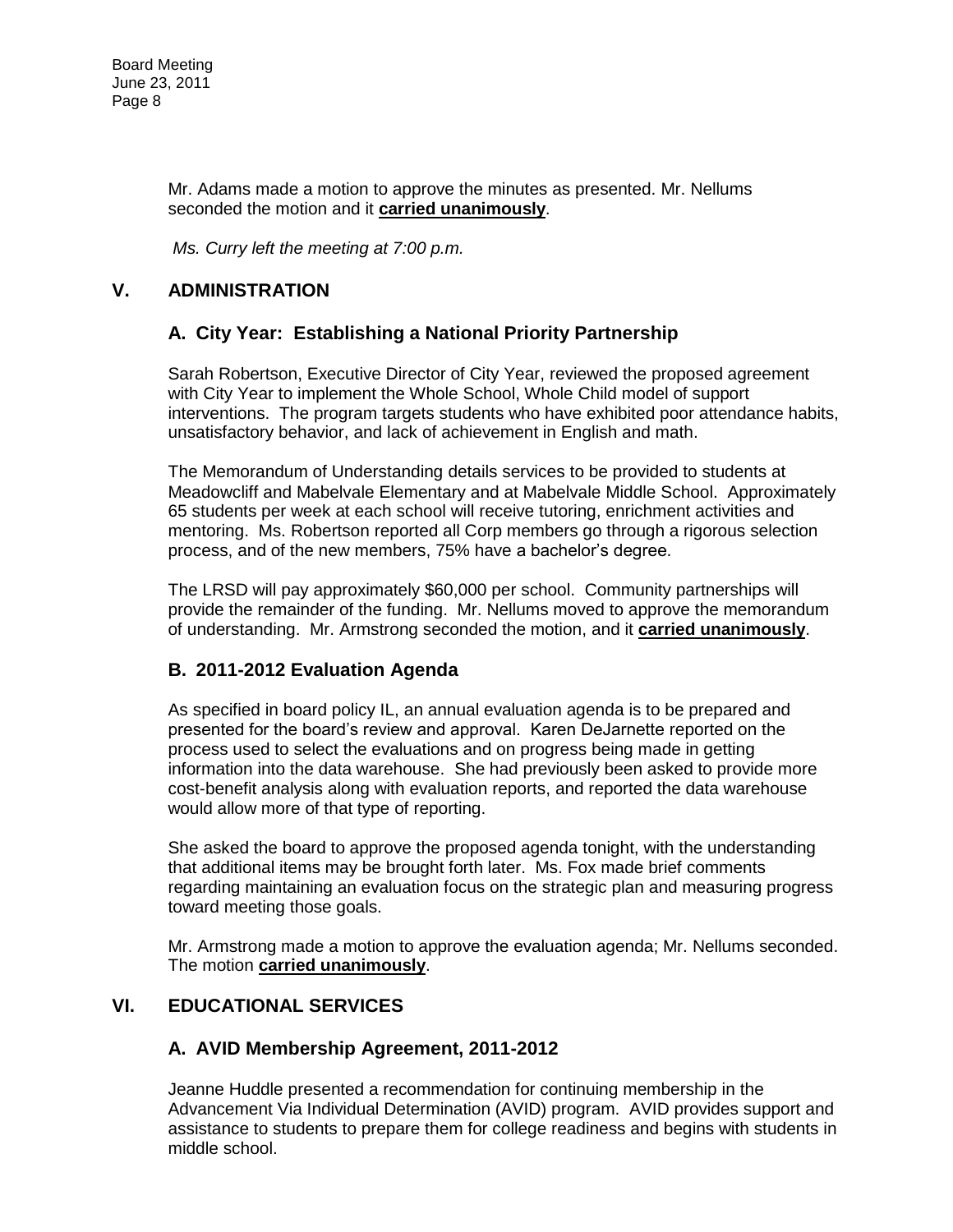Mr. Adams made a motion to approve the minutes as presented. Mr. Nellums seconded the motion and it **carried unanimously**.

*Ms. Curry left the meeting at 7:00 p.m.*

## V. ADMINISTRATION

### A. City Year: Establishing a National Priority Partnership

Sarah Robertson, Executive Director of City Year, reviewed the proposed agreement with City Year to implement the Whole School, Whole Child model of support interventions. The program targets students who have exhibited poor attendance habits, unsatisfactory behavior, and lack of achievement in English and math.

The Memorandum of Understanding details services to be provided to students at Meadowcliff and Mabelvale Elementary and at Mabelvale Middle School. Approximately 65 students per week at each school will receive tutoring, enrichment activities and mentoring. Ms. Robertson reported all Corp members go through a rigorous selection process, and of the new members, 75% have a bachelor's degree.

The LRSD will pay approximately $60,000 per school. Community partnerships will provide the remainder of the funding. Mr. Nellums moved to approve the memorandum of understanding. Mr. Armstrong seconded the motion, and it **carried unanimously**.

### B. 2011-2012 Evaluation Agenda

As specified in board policy IL, an annual evaluation agenda is to be prepared and presented for the board's review and approval. Karen DeJarnette reported on the process used to select the evaluations and on progress being made in getting information into the data warehouse. She had previously been asked to provide more cost-benefit analysis along with evaluation reports, and reported the data warehouse would allow more of that type of reporting.

She asked the board to approve the proposed agenda tonight, with the understanding that additional items may be brought forth later. Ms. Fox made brief comments regarding maintaining an evaluation focus on the strategic plan and measuring progress toward meeting those goals.

Mr. Armstrong made a motion to approve the evaluation agenda; Mr. Nellums seconded. The motion **carried unanimously**.

## VI. EDUCATIONAL SERVICES

### A. AVID Membership Agreement, 2011-2012

Jeanne Huddle presented a recommendation for continuing membership in the Advancement Via Individual Determination (AVID) program. AVID provides support and assistance to students to prepare them for college readiness and begins with students in middle school.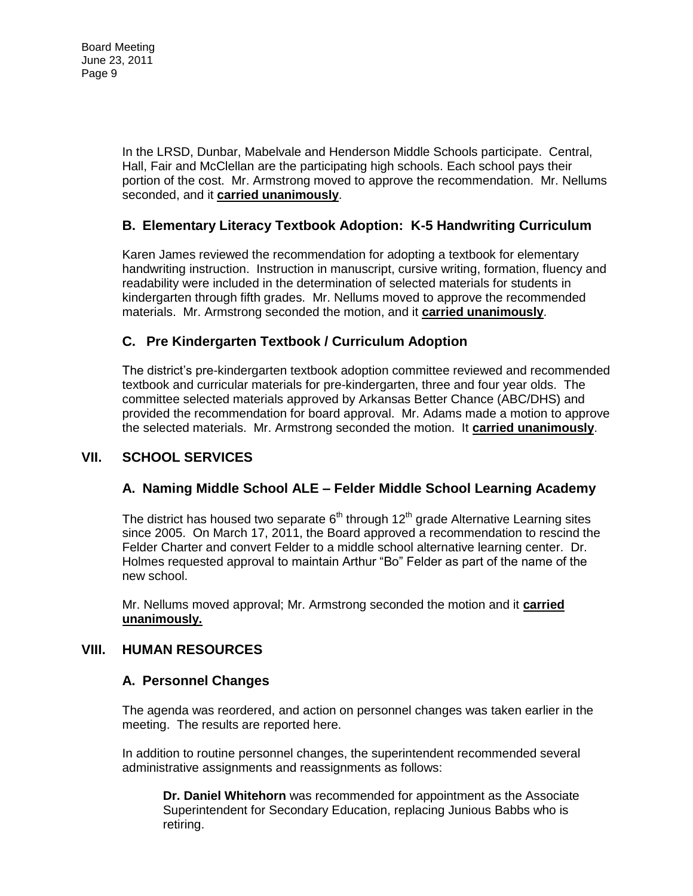In the LRSD, Dunbar, Mabelvale and Henderson Middle Schools participate. Central, Hall, Fair and McClellan are the participating high schools. Each school pays their portion of the cost. Mr. Armstrong moved to approve the recommendation. Mr. Nellums seconded, and it **carried unanimously**.

### B. Elementary Literacy Textbook Adoption: K-5 Handwriting Curriculum

Karen James reviewed the recommendation for adopting a textbook for elementary handwriting instruction. Instruction in manuscript, cursive writing, formation, fluency and readability were included in the determination of selected materials for students in kindergarten through fifth grades. Mr. Nellums moved to approve the recommended materials. Mr. Armstrong seconded the motion, and it **carried unanimously**.

### C. Pre Kindergarten Textbook / Curriculum Adoption

The district's pre-kindergarten textbook adoption committee reviewed and recommended textbook and curricular materials for pre-kindergarten, three and four year olds. The committee selected materials approved by Arkansas Better Chance (ABC/DHS) and provided the recommendation for board approval. Mr. Adams made a motion to approve the selected materials. Mr. Armstrong seconded the motion. It **carried unanimously**.

## VII. SCHOOL SERVICES

### A. Naming Middle School ALE – Felder Middle School Learning Academy

The district has housed two separate 6th through 12th grade Alternative Learning sites since 2005. On March 17, 2011, the Board approved a recommendation to rescind the Felder Charter and convert Felder to a middle school alternative learning center. Dr. Holmes requested approval to maintain Arthur "Bo" Felder as part of the name of the new school.

Mr. Nellums moved approval; Mr. Armstrong seconded the motion and it **carried unanimously.**

## VIII. HUMAN RESOURCES

### A. Personnel Changes

The agenda was reordered, and action on personnel changes was taken earlier in the meeting. The results are reported here.

In addition to routine personnel changes, the superintendent recommended several administrative assignments and reassignments as follows:

> **Dr. Daniel Whitehorn** was recommended for appointment as the Associate Superintendent for Secondary Education, replacing Junious Babbs who is retiring.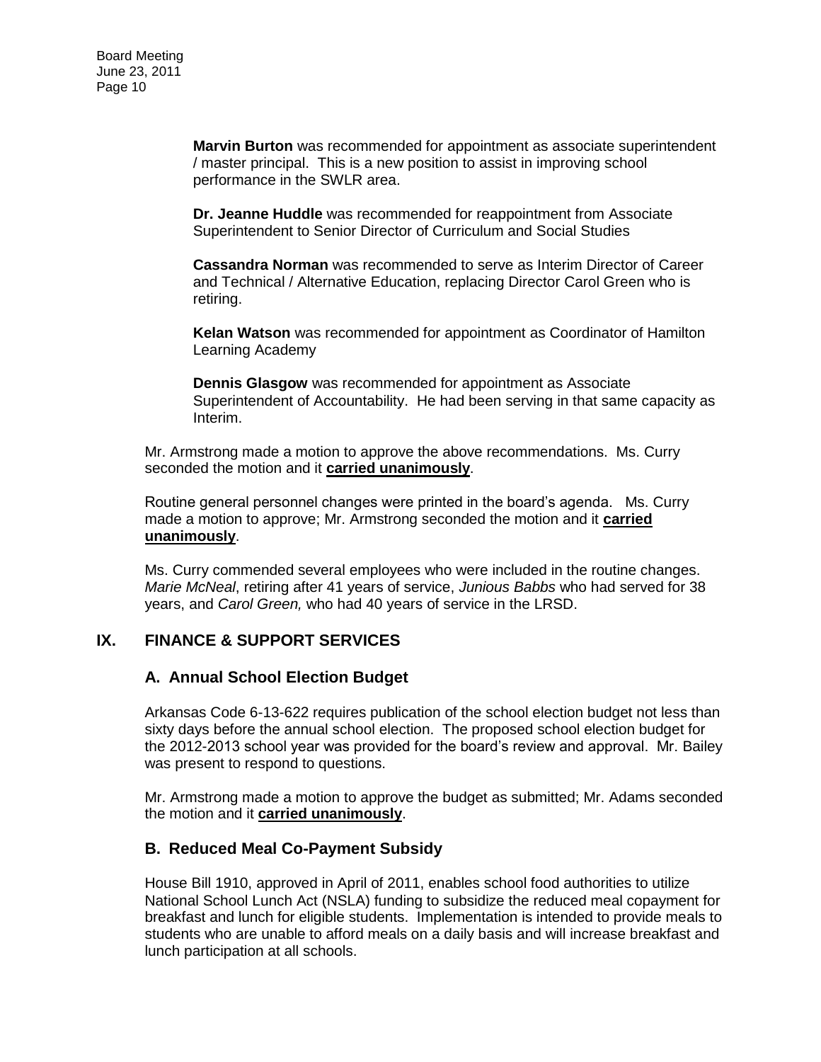**Marvin Burton** was recommended for appointment as associate superintendent / master principal. This is a new position to assist in improving school performance in the SWLR area.

**Dr. Jeanne Huddle** was recommended for reappointment from Associate Superintendent to Senior Director of Curriculum and Social Studies

**Cassandra Norman** was recommended to serve as Interim Director of Career and Technical / Alternative Education, replacing Director Carol Green who is retiring.

**Kelan Watson** was recommended for appointment as Coordinator of Hamilton Learning Academy

**Dennis Glasgow** was recommended for appointment as Associate Superintendent of Accountability. He had been serving in that same capacity as Interim.

Mr. Armstrong made a motion to approve the above recommendations. Ms. Curry seconded the motion and it **carried unanimously**.

Routine general personnel changes were printed in the board's agenda. Ms. Curry made a motion to approve; Mr. Armstrong seconded the motion and it **carried unanimously**.

Ms. Curry commended several employees who were included in the routine changes. *Marie McNeal*, retiring after 41 years of service, *Junious Babbs* who had served for 38 years, and *Carol Green,* who had 40 years of service in the LRSD.

## IX. FINANCE & SUPPORT SERVICES

### A. Annual School Election Budget

Arkansas Code 6-13-622 requires publication of the school election budget not less than sixty days before the annual school election. The proposed school election budget for the 2012-2013 school year was provided for the board's review and approval. Mr. Bailey was present to respond to questions.

Mr. Armstrong made a motion to approve the budget as submitted; Mr. Adams seconded the motion and it **carried unanimously**.

### B. Reduced Meal Co-Payment Subsidy

House Bill 1910, approved in April of 2011, enables school food authorities to utilize National School Lunch Act (NSLA) funding to subsidize the reduced meal copayment for breakfast and lunch for eligible students. Implementation is intended to provide meals to students who are unable to afford meals on a daily basis and will increase breakfast and lunch participation at all schools.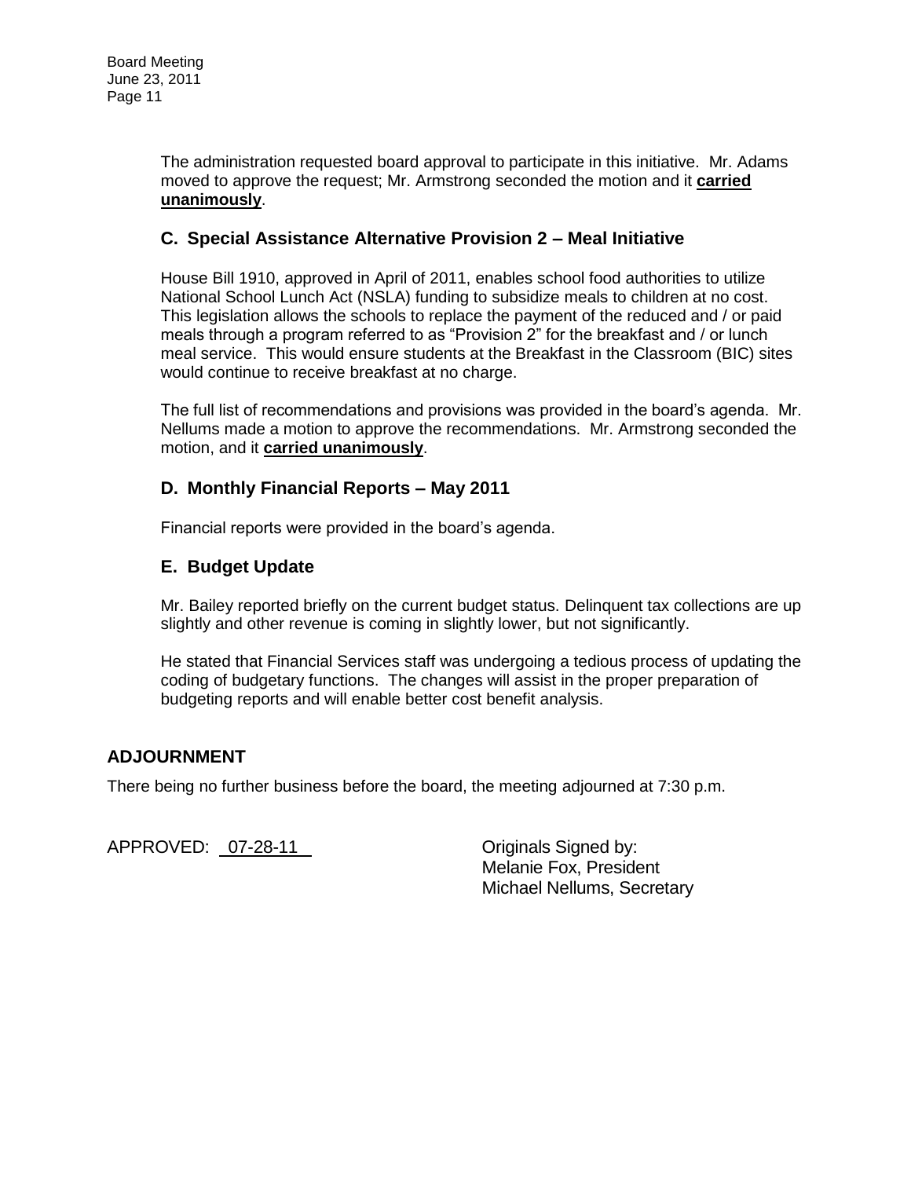The administration requested board approval to participate in this initiative. Mr. Adams moved to approve the request; Mr. Armstrong seconded the motion and it **carried unanimously**.

### C. Special Assistance Alternative Provision 2 – Meal Initiative

House Bill 1910, approved in April of 2011, enables school food authorities to utilize National School Lunch Act (NSLA) funding to subsidize meals to children at no cost. This legislation allows the schools to replace the payment of the reduced and / or paid meals through a program referred to as "Provision 2" for the breakfast and / or lunch meal service. This would ensure students at the Breakfast in the Classroom (BIC) sites would continue to receive breakfast at no charge.

The full list of recommendations and provisions was provided in the board's agenda. Mr. Nellums made a motion to approve the recommendations. Mr. Armstrong seconded the motion, and it **carried unanimously**.

### D. Monthly Financial Reports – May 2011

Financial reports were provided in the board's agenda.

### E. Budget Update

Mr. Bailey reported briefly on the current budget status. Delinquent tax collections are up slightly and other revenue is coming in slightly lower, but not significantly.

He stated that Financial Services staff was undergoing a tedious process of updating the coding of budgetary functions. The changes will assist in the proper preparation of budgeting reports and will enable better cost benefit analysis.

## ADJOURNMENT

There being no further business before the board, the meeting adjourned at 7:30 p.m.

APPROVED: 07-28-11

Originals Signed by:
Melanie Fox, President
Michael Nellums, Secretary